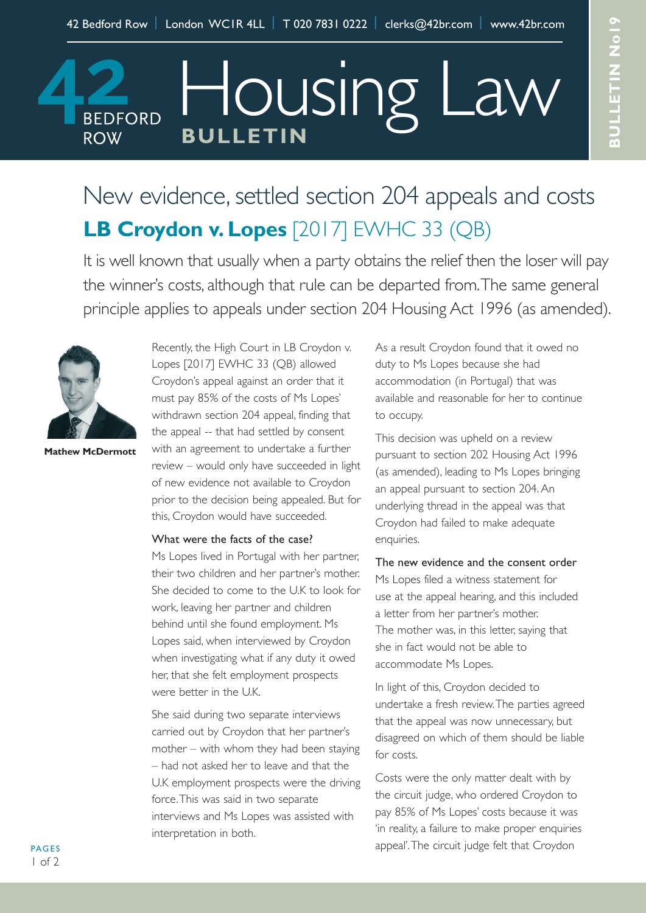# New evidence, settled section 204 appeals and costs

## LB Croydon v. Lopes [2017] EWHC 33 (QB)

It is well known that usually when a party obtains the relief then the loser will pay the winner's costs, although that rule can be departed from. The same general principle applies to appeals under section 204 Housing Act 1996 (as amended).

**Mathew McDermott**

Recently, the High Court in LB Croydon v. Lopes [2017] EWHC 33 (QB) allowed Croydon's appeal against an order that it must pay 85% of the costs of Ms Lopes' withdrawn section 204 appeal, finding that the appeal -- that had settled by consent with an agreement to undertake a further review – would only have succeeded in light of new evidence not available to Croydon prior to the decision being appealed. But for this, Croydon would have succeeded.

### What were the facts of the case?

Ms Lopes lived in Portugal with her partner, their two children and her partner's mother. She decided to come to the U.K to look for work, leaving her partner and children behind until she found employment. Ms Lopes said, when interviewed by Croydon when investigating what if any duty it owed her, that she felt employment prospects were better in the U.K.

She said during two separate interviews carried out by Croydon that her partner's mother – with whom they had been staying – had not asked her to leave and that the U.K employment prospects were the driving force. This was said in two separate interviews and Ms Lopes was assisted with interpretation in both.

As a result Croydon found that it owed no duty to Ms Lopes because she had accommodation (in Portugal) that was available and reasonable for her to continue to occupy.

This decision was upheld on a review pursuant to section 202 Housing Act 1996 (as amended), leading to Ms Lopes bringing an appeal pursuant to section 204. An underlying thread in the appeal was that Croydon had failed to make adequate enquiries.

### The new evidence and the consent order

Ms Lopes filed a witness statement for use at the appeal hearing, and this included a letter from her partner's mother. The mother was, in this letter, saying that she in fact would not be able to accommodate Ms Lopes.

In light of this, Croydon decided to undertake a fresh review. The parties agreed that the appeal was now unnecessary, but disagreed on which of them should be liable for costs.

Costs were the only matter dealt with by the circuit judge, who ordered Croydon to pay 85% of Ms Lopes' costs because it was 'in reality, a failure to make proper enquiries appeal'. The circuit judge felt that Croydon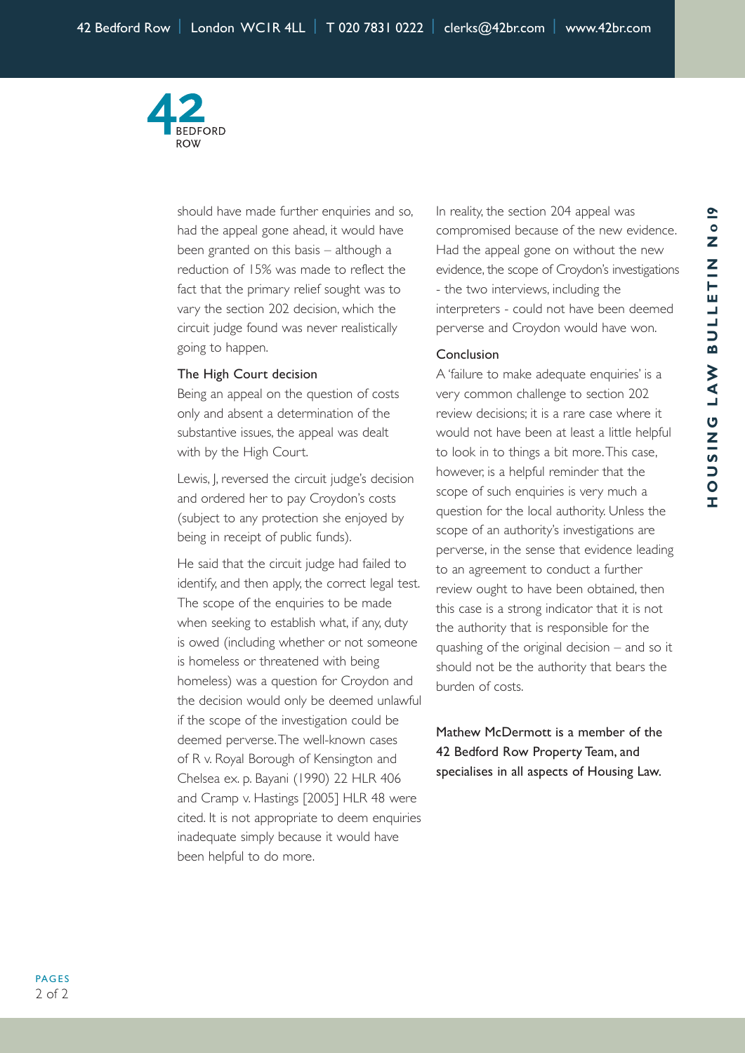should have made further enquiries and so, had the appeal gone ahead, it would have been granted on this basis – although a reduction of 15% was made to reflect the fact that the primary relief sought was to vary the section 202 decision, which the circuit judge found was never realistically going to happen.

### The High Court decision

Being an appeal on the question of costs only and absent a determination of the substantive issues, the appeal was dealt with by the High Court.

Lewis, J, reversed the circuit judge's decision and ordered her to pay Croydon's costs (subject to any protection she enjoyed by being in receipt of public funds).

He said that the circuit judge had failed to identify, and then apply, the correct legal test. The scope of the enquiries to be made when seeking to establish what, if any, duty is owed (including whether or not someone is homeless or threatened with being homeless) was a question for Croydon and the decision would only be deemed unlawful if the scope of the investigation could be deemed perverse. The well-known cases of R v. Royal Borough of Kensington and Chelsea ex. p. Bayani (1990) 22 HLR 406 and Cramp v. Hastings [2005] HLR 48 were cited. It is not appropriate to deem enquiries inadequate simply because it would have been helpful to do more.

In reality, the section 204 appeal was compromised because of the new evidence. Had the appeal gone on without the new evidence, the scope of Croydon's investigations - the two interviews, including the interpreters - could not have been deemed perverse and Croydon would have won.

### Conclusion

A 'failure to make adequate enquiries' is a very common challenge to section 202 review decisions; it is a rare case where it would not have been at least a little helpful to look in to things a bit more. This case, however, is a helpful reminder that the scope of such enquiries is very much a question for the local authority. Unless the scope of an authority's investigations are perverse, in the sense that evidence leading to an agreement to conduct a further review ought to have been obtained, then this case is a strong indicator that it is not the authority that is responsible for the quashing of the original decision – and so it should not be the authority that bears the burden of costs.

Mathew McDermott is a member of the 42 Bedford Row Property Team, and specialises in all aspects of Housing Law.